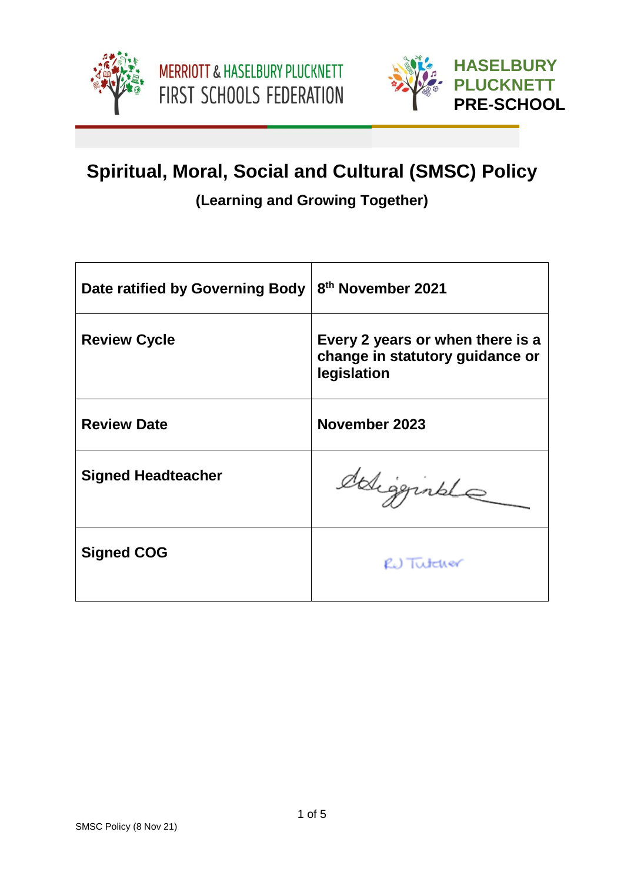MERRIOTT & HASELBURY PLUCKNETT FIRST SCHOOLS FEDERATION

HASELBURY PLUCKNETT PRE-SCHOOL

# Spiritual, Moral, Social and Cultural (SMSC) Policy

## (Learning and Growing Together)

| Date ratified by Governing Body | 8th November 2021 |
| --- | --- |
| Review Cycle | Every 2 years or when there is a change in statutory guidance or legislation |
| Review Date | November 2023 |
| Signed Headteacher | *[signature]* |
| Signed COG | RJ Tutcher |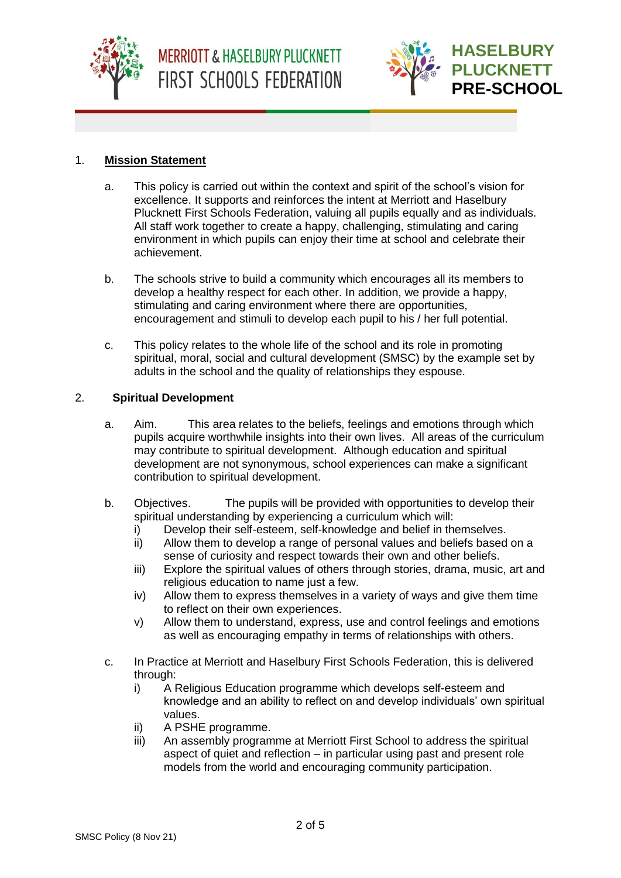## 1. **Mission Statement**

a. This policy is carried out within the context and spirit of the school's vision for excellence. It supports and reinforces the intent at Merriott and Haselbury Plucknett First Schools Federation, valuing all pupils equally and as individuals. All staff work together to create a happy, challenging, stimulating and caring environment in which pupils can enjoy their time at school and celebrate their achievement.

b. The schools strive to build a community which encourages all its members to develop a healthy respect for each other. In addition, we provide a happy, stimulating and caring environment where there are opportunities, encouragement and stimuli to develop each pupil to his / her full potential.

c. This policy relates to the whole life of the school and its role in promoting spiritual, moral, social and cultural development (SMSC) by the example set by adults in the school and the quality of relationships they espouse.

## 2. **Spiritual Development**

a. Aim. This area relates to the beliefs, feelings and emotions through which pupils acquire worthwhile insights into their own lives. All areas of the curriculum may contribute to spiritual development. Although education and spiritual development are not synonymous, school experiences can make a significant contribution to spiritual development.

b. Objectives. The pupils will be provided with opportunities to develop their spiritual understanding by experiencing a curriculum which will:
   - i) Develop their self-esteem, self-knowledge and belief in themselves.
   - ii) Allow them to develop a range of personal values and beliefs based on a sense of curiosity and respect towards their own and other beliefs.
   - iii) Explore the spiritual values of others through stories, drama, music, art and religious education to name just a few.
   - iv) Allow them to express themselves in a variety of ways and give them time to reflect on their own experiences.
   - v) Allow them to understand, express, use and control feelings and emotions as well as encouraging empathy in terms of relationships with others.

c. In Practice at Merriott and Haselbury First Schools Federation, this is delivered through:
   - i) A Religious Education programme which develops self-esteem and knowledge and an ability to reflect on and develop individuals' own spiritual values.
   - ii) A PSHE programme.
   - iii) An assembly programme at Merriott First School to address the spiritual aspect of quiet and reflection – in particular using past and present role models from the world and encouraging community participation.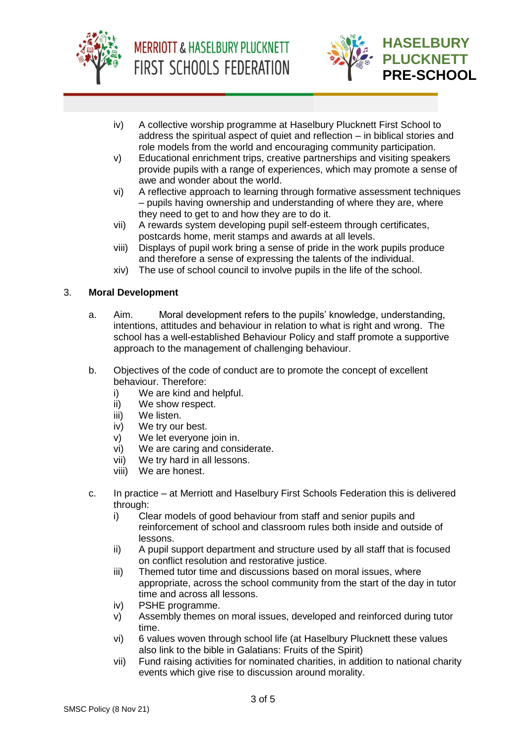iv) A collective worship programme at Haselbury Plucknett First School to address the spiritual aspect of quiet and reflection – in biblical stories and role models from the world and encouraging community participation.

v) Educational enrichment trips, creative partnerships and visiting speakers provide pupils with a range of experiences, which may promote a sense of awe and wonder about the world.

vi) A reflective approach to learning through formative assessment techniques – pupils having ownership and understanding of where they are, where they need to get to and how they are to do it.

vii) A rewards system developing pupil self-esteem through certificates, postcards home, merit stamps and awards at all levels.

viii) Displays of pupil work bring a sense of pride in the work pupils produce and therefore a sense of expressing the talents of the individual.

xiv) The use of school council to involve pupils in the life of the school.

## 3. Moral Development

a. Aim. Moral development refers to the pupils' knowledge, understanding, intentions, attitudes and behaviour in relation to what is right and wrong. The school has a well-established Behaviour Policy and staff promote a supportive approach to the management of challenging behaviour.

b. Objectives of the code of conduct are to promote the concept of excellent behaviour. Therefore:

i) We are kind and helpful.
ii) We show respect.
iii) We listen.
iv) We try our best.
v) We let everyone join in.
vi) We are caring and considerate.
vii) We try hard in all lessons.
viii) We are honest.

c. In practice – at Merriott and Haselbury First Schools Federation this is delivered through:

i) Clear models of good behaviour from staff and senior pupils and reinforcement of school and classroom rules both inside and outside of lessons.

ii) A pupil support department and structure used by all staff that is focused on conflict resolution and restorative justice.

iii) Themed tutor time and discussions based on moral issues, where appropriate, across the school community from the start of the day in tutor time and across all lessons.

iv) PSHE programme.

v) Assembly themes on moral issues, developed and reinforced during tutor time.

vi) 6 values woven through school life (at Haselbury Plucknett these values also link to the bible in Galatians: Fruits of the Spirit)

vii) Fund raising activities for nominated charities, in addition to national charity events which give rise to discussion around morality.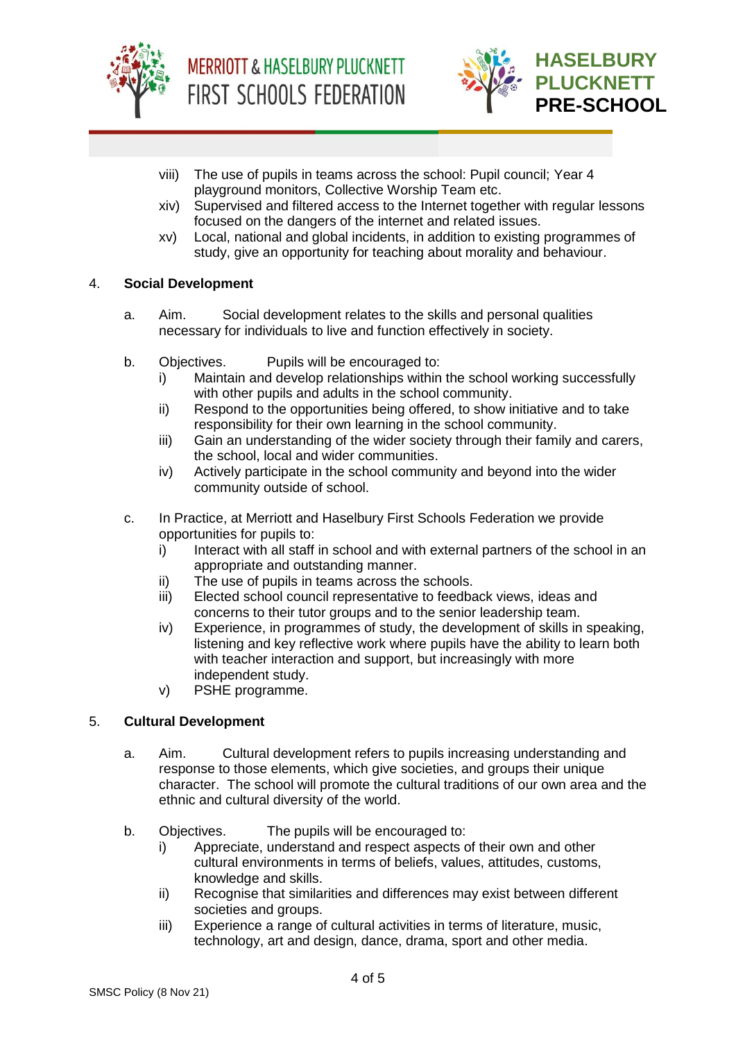viii) The use of pupils in teams across the school: Pupil council; Year 4 playground monitors, Collective Worship Team etc.

xiv) Supervised and filtered access to the Internet together with regular lessons focused on the dangers of the internet and related issues.

xv) Local, national and global incidents, in addition to existing programmes of study, give an opportunity for teaching about morality and behaviour.

## 4. Social Development

a. Aim. Social development relates to the skills and personal qualities necessary for individuals to live and function effectively in society.

b. Objectives. Pupils will be encouraged to:

i) Maintain and develop relationships within the school working successfully with other pupils and adults in the school community.

ii) Respond to the opportunities being offered, to show initiative and to take responsibility for their own learning in the school community.

iii) Gain an understanding of the wider society through their family and carers, the school, local and wider communities.

iv) Actively participate in the school community and beyond into the wider community outside of school.

c. In Practice, at Merriott and Haselbury First Schools Federation we provide opportunities for pupils to:

i) Interact with all staff in school and with external partners of the school in an appropriate and outstanding manner.

ii) The use of pupils in teams across the schools.

iii) Elected school council representative to feedback views, ideas and concerns to their tutor groups and to the senior leadership team.

iv) Experience, in programmes of study, the development of skills in speaking, listening and key reflective work where pupils have the ability to learn both with teacher interaction and support, but increasingly with more independent study.

v) PSHE programme.

## 5. Cultural Development

a. Aim. Cultural development refers to pupils increasing understanding and response to those elements, which give societies, and groups their unique character. The school will promote the cultural traditions of our own area and the ethnic and cultural diversity of the world.

b. Objectives. The pupils will be encouraged to:

i) Appreciate, understand and respect aspects of their own and other cultural environments in terms of beliefs, values, attitudes, customs, knowledge and skills.

ii) Recognise that similarities and differences may exist between different societies and groups.

iii) Experience a range of cultural activities in terms of literature, music, technology, art and design, dance, drama, sport and other media.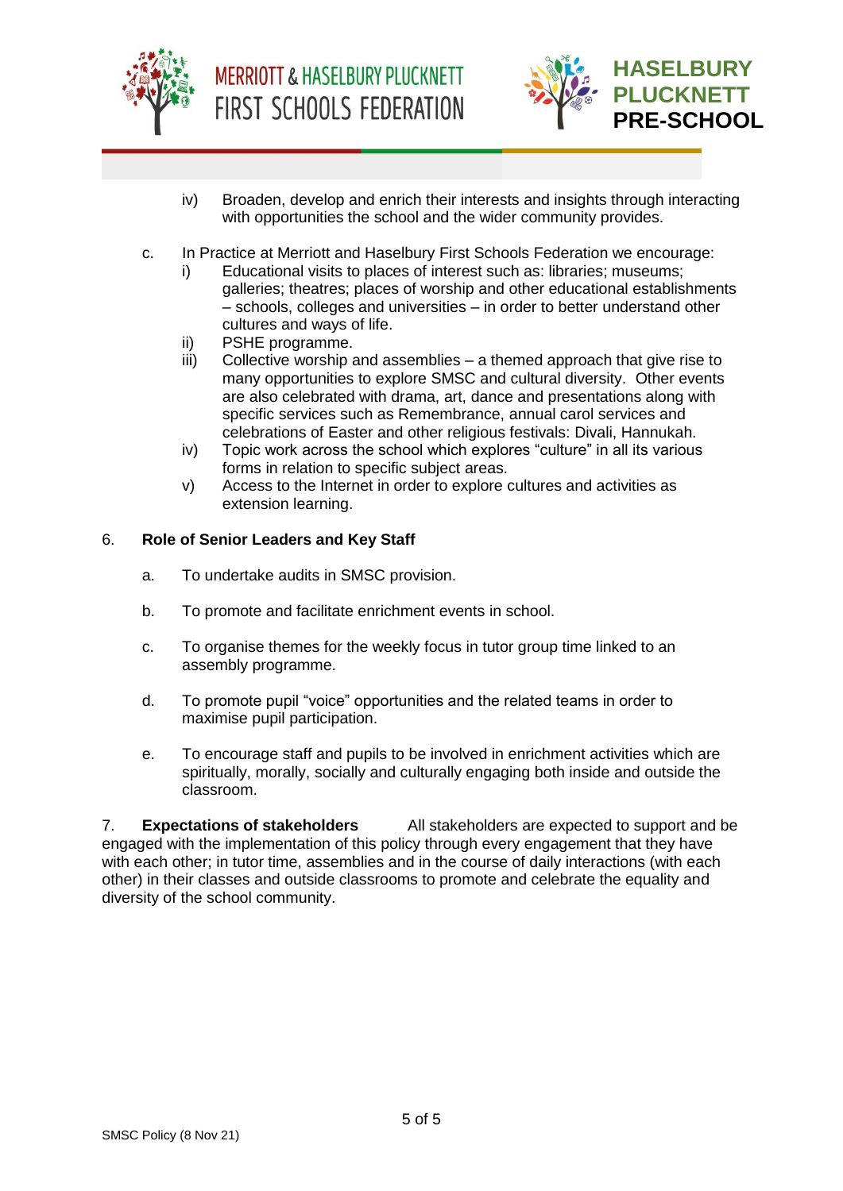iv) Broaden, develop and enrich their interests and insights through interacting with opportunities the school and the wider community provides.

c. In Practice at Merriott and Haselbury First Schools Federation we encourage:

i) Educational visits to places of interest such as: libraries; museums; galleries; theatres; places of worship and other educational establishments – schools, colleges and universities – in order to better understand other cultures and ways of life.

ii) PSHE programme.

iii) Collective worship and assemblies – a themed approach that give rise to many opportunities to explore SMSC and cultural diversity. Other events are also celebrated with drama, art, dance and presentations along with specific services such as Remembrance, annual carol services and celebrations of Easter and other religious festivals: Divali, Hannukah.

iv) Topic work across the school which explores "culture" in all its various forms in relation to specific subject areas.

v) Access to the Internet in order to explore cultures and activities as extension learning.

## 6. Role of Senior Leaders and Key Staff

a. To undertake audits in SMSC provision.

b. To promote and facilitate enrichment events in school.

c. To organise themes for the weekly focus in tutor group time linked to an assembly programme.

d. To promote pupil "voice" opportunities and the related teams in order to maximise pupil participation.

e. To encourage staff and pupils to be involved in enrichment activities which are spiritually, morally, socially and culturally engaging both inside and outside the classroom.

7. **Expectations of stakeholders** All stakeholders are expected to support and be engaged with the implementation of this policy through every engagement that they have with each other; in tutor time, assemblies and in the course of daily interactions (with each other) in their classes and outside classrooms to promote and celebrate the equality and diversity of the school community.